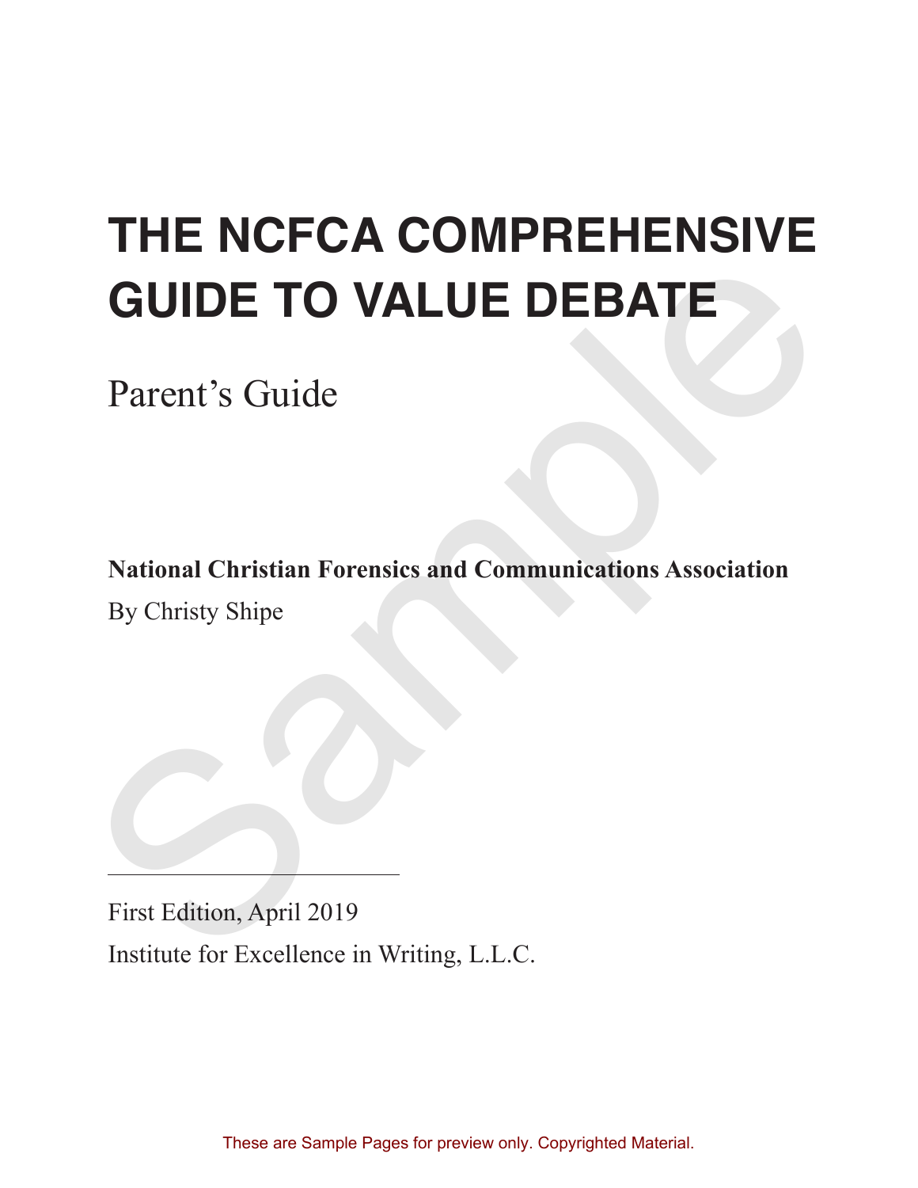# THE NCFCA COMPREHENSIVE GUIDE TO VALUE DEBATE

Parent's Guide

**National Christian Forensics and Communications Association**

By Christy Shipe

---

First Edition, April 2019

Institute for Excellence in Writing, L.L.C.

These are Sample Pages for preview only. Copyrighted Material.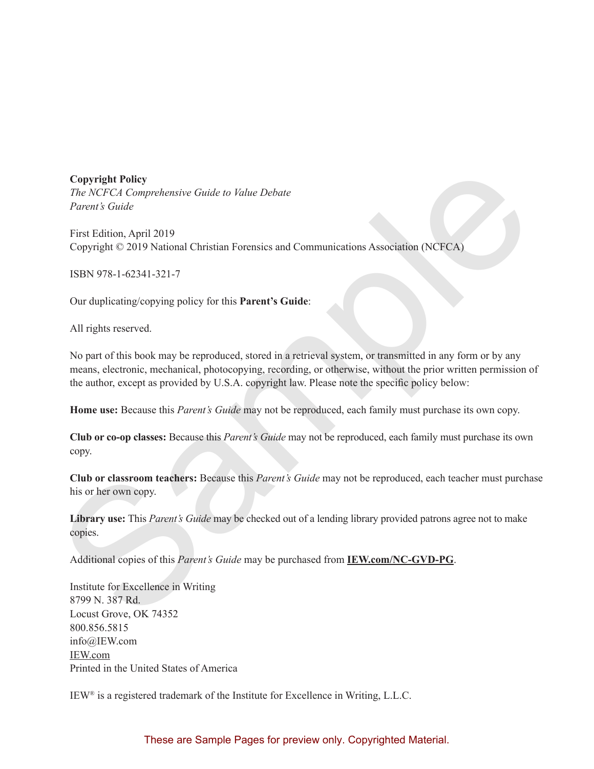**Copyright Policy**
*The NCFCA Comprehensive Guide to Value Debate*
*Parent's Guide*

First Edition, April 2019
Copyright © 2019 National Christian Forensics and Communications Association (NCFCA)

ISBN 978-1-62341-321-7

Our duplicating/copying policy for this **Parent's Guide**:

All rights reserved.

No part of this book may be reproduced, stored in a retrieval system, or transmitted in any form or by any means, electronic, mechanical, photocopying, recording, or otherwise, without the prior written permission of the author, except as provided by U.S.A. copyright law. Please note the specific policy below:

**Home use:** Because this *Parent's Guide* may not be reproduced, each family must purchase its own copy.

**Club or co-op classes:** Because this *Parent's Guide* may not be reproduced, each family must purchase its own copy.

**Club or classroom teachers:** Because this *Parent's Guide* may not be reproduced, each teacher must purchase his or her own copy.

**Library use:** This *Parent's Guide* may be checked out of a lending library provided patrons agree not to make copies.

Additional copies of this *Parent's Guide* may be purchased from **IEW.com/NC-GVD-PG**.

Institute for Excellence in Writing
8799 N. 387 Rd.
Locust Grove, OK 74352
800.856.5815
info@IEW.com
IEW.com
Printed in the United States of America

IEW® is a registered trademark of the Institute for Excellence in Writing, L.L.C.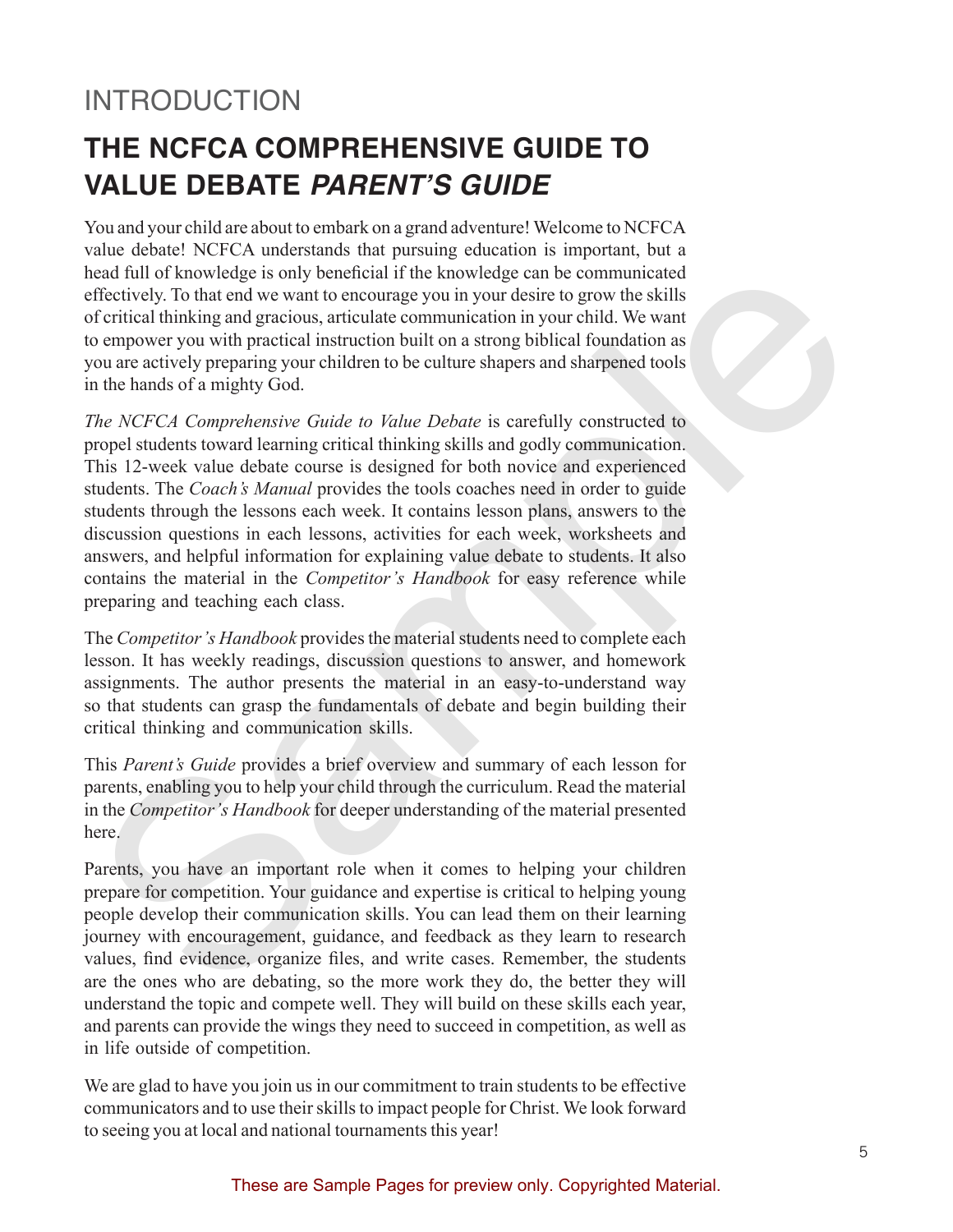# INTRODUCTION

## THE NCFCA COMPREHENSIVE GUIDE TO VALUE DEBATE *PARENT'S GUIDE*

You and your child are about to embark on a grand adventure! Welcome to NCFCA value debate! NCFCA understands that pursuing education is important, but a head full of knowledge is only beneficial if the knowledge can be communicated effectively. To that end we want to encourage you in your desire to grow the skills of critical thinking and gracious, articulate communication in your child. We want to empower you with practical instruction built on a strong biblical foundation as you are actively preparing your children to be culture shapers and sharpened tools in the hands of a mighty God.

*The NCFCA Comprehensive Guide to Value Debate* is carefully constructed to propel students toward learning critical thinking skills and godly communication. This 12-week value debate course is designed for both novice and experienced students. The *Coach's Manual* provides the tools coaches need in order to guide students through the lessons each week. It contains lesson plans, answers to the discussion questions in each lessons, activities for each week, worksheets and answers, and helpful information for explaining value debate to students. It also contains the material in the *Competitor's Handbook* for easy reference while preparing and teaching each class.

The *Competitor's Handbook* provides the material students need to complete each lesson. It has weekly readings, discussion questions to answer, and homework assignments. The author presents the material in an easy-to-understand way so that students can grasp the fundamentals of debate and begin building their critical thinking and communication skills.

This *Parent's Guide* provides a brief overview and summary of each lesson for parents, enabling you to help your child through the curriculum. Read the material in the *Competitor's Handbook* for deeper understanding of the material presented here.

Parents, you have an important role when it comes to helping your children prepare for competition. Your guidance and expertise is critical to helping young people develop their communication skills. You can lead them on their learning journey with encouragement, guidance, and feedback as they learn to research values, find evidence, organize files, and write cases. Remember, the students are the ones who are debating, so the more work they do, the better they will understand the topic and compete well. They will build on these skills each year, and parents can provide the wings they need to succeed in competition, as well as in life outside of competition.

We are glad to have you join us in our commitment to train students to be effective communicators and to use their skills to impact people for Christ. We look forward to seeing you at local and national tournaments this year!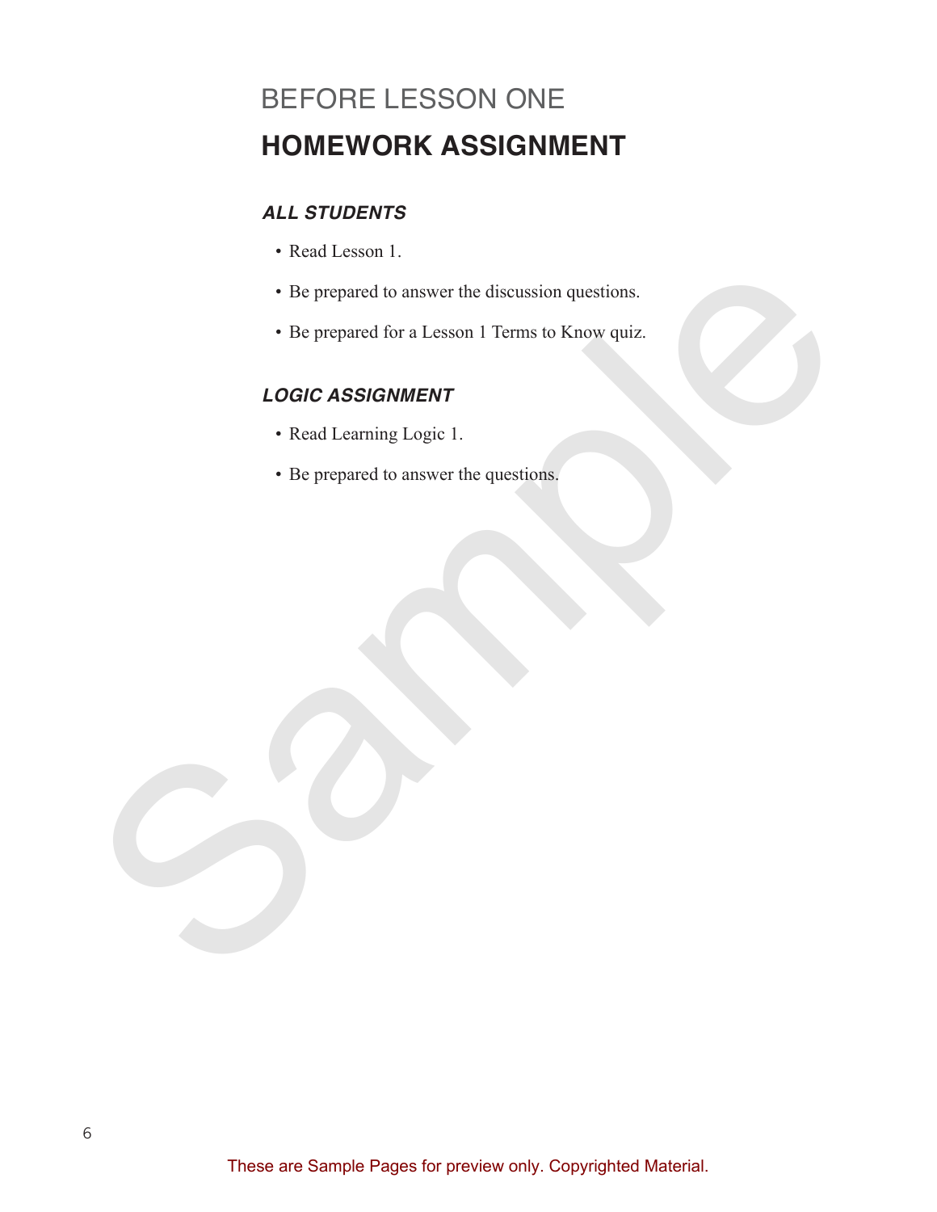BEFORE LESSON ONE

# HOMEWORK ASSIGNMENT

### *ALL STUDENTS*

- Read Lesson 1.
- Be prepared to answer the discussion questions.
- Be prepared for a Lesson 1 Terms to Know quiz.

### *LOGIC ASSIGNMENT*

- Read Learning Logic 1.
- Be prepared to answer the questions.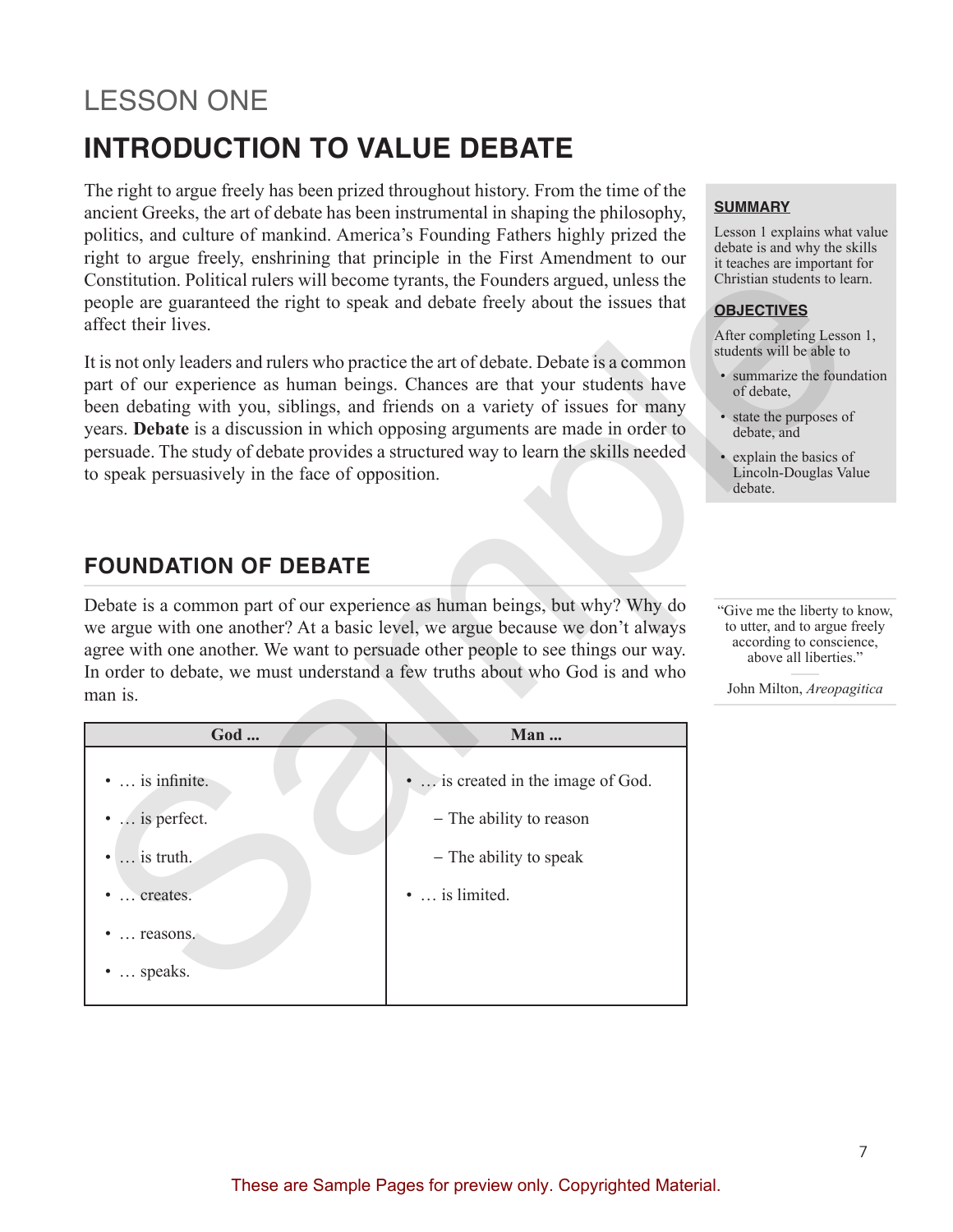LESSON ONE

# INTRODUCTION TO VALUE DEBATE

The right to argue freely has been prized throughout history. From the time of the ancient Greeks, the art of debate has been instrumental in shaping the philosophy, politics, and culture of mankind. America's Founding Fathers highly prized the right to argue freely, enshrining that principle in the First Amendment to our Constitution. Political rulers will become tyrants, the Founders argued, unless the people are guaranteed the right to speak and debate freely about the issues that affect their lives.

It is not only leaders and rulers who practice the art of debate. Debate is a common part of our experience as human beings. Chances are that your students have been debating with you, siblings, and friends on a variety of issues for many years. **Debate** is a discussion in which opposing arguments are made in order to persuade. The study of debate provides a structured way to learn the skills needed to speak persuasively in the face of opposition.

**SUMMARY**

Lesson 1 explains what value debate is and why the skills it teaches are important for Christian students to learn.

**OBJECTIVES**

After completing Lesson 1, students will be able to

- summarize the foundation of debate,
- state the purposes of debate, and
- explain the basics of Lincoln-Douglas Value debate.

## FOUNDATION OF DEBATE

Debate is a common part of our experience as human beings, but why? Why do we argue with one another? At a basic level, we argue because we don't always agree with one another. We want to persuade other people to see things our way. In order to debate, we must understand a few truths about who God is and who man is.

"Give me the liberty to know, to utter, and to argue freely according to conscience, above all liberties."

John Milton, *Areopagitica*

| God ... | Man ... |
|---|---|
| • … is infinite. | • … is created in the image of God. |
| • … is perfect. | – The ability to reason |
| • … is truth. | – The ability to speak |
| • … creates. | • … is limited. |
| • … reasons. | |
| • … speaks. | |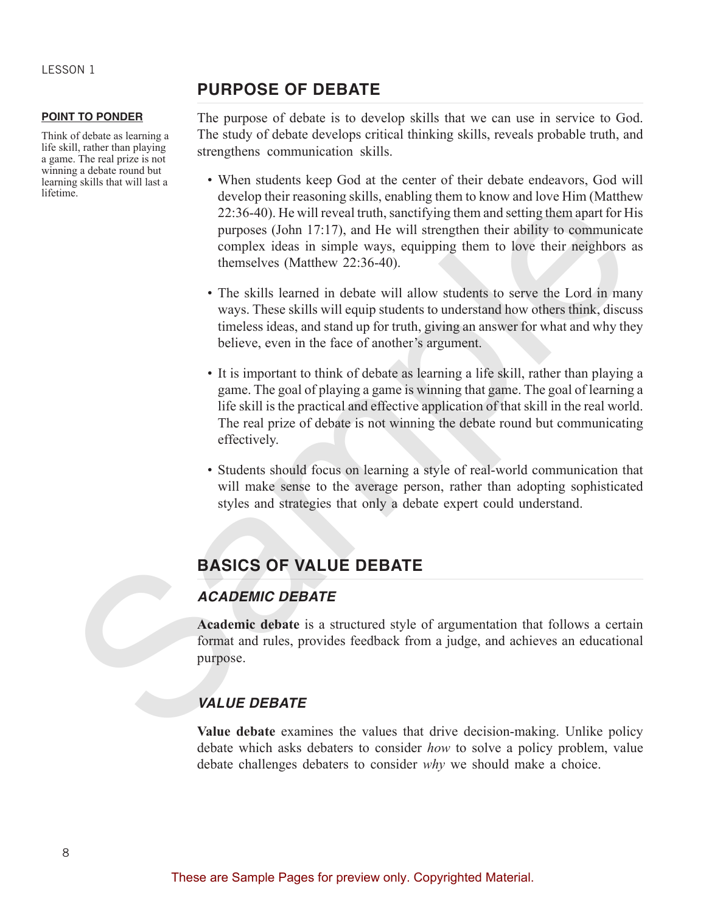## PURPOSE OF DEBATE

**POINT TO PONDER**

Think of debate as learning a life skill, rather than playing a game. The real prize is not winning a debate round but learning skills that will last a lifetime.

The purpose of debate is to develop skills that we can use in service to God. The study of debate develops critical thinking skills, reveals probable truth, and strengthens communication skills.

- When students keep God at the center of their debate endeavors, God will develop their reasoning skills, enabling them to know and love Him (Matthew 22:36-40). He will reveal truth, sanctifying them and setting them apart for His purposes (John 17:17), and He will strengthen their ability to communicate complex ideas in simple ways, equipping them to love their neighbors as themselves (Matthew 22:36-40).

- The skills learned in debate will allow students to serve the Lord in many ways. These skills will equip students to understand how others think, discuss timeless ideas, and stand up for truth, giving an answer for what and why they believe, even in the face of another's argument.

- It is important to think of debate as learning a life skill, rather than playing a game. The goal of playing a game is winning that game. The goal of learning a life skill is the practical and effective application of that skill in the real world. The real prize of debate is not winning the debate round but communicating effectively.

- Students should focus on learning a style of real-world communication that will make sense to the average person, rather than adopting sophisticated styles and strategies that only a debate expert could understand.

## BASICS OF VALUE DEBATE

### *ACADEMIC DEBATE*

**Academic debate** is a structured style of argumentation that follows a certain format and rules, provides feedback from a judge, and achieves an educational purpose.

### *VALUE DEBATE*

**Value debate** examines the values that drive decision-making. Unlike policy debate which asks debaters to consider *how* to solve a policy problem, value debate challenges debaters to consider *why* we should make a choice.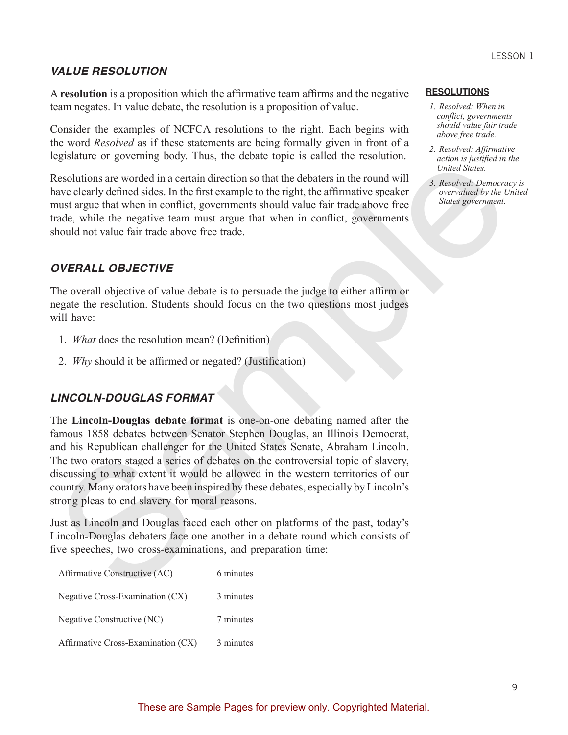## VALUE RESOLUTION

A **resolution** is a proposition which the affirmative team affirms and the negative team negates. In value debate, the resolution is a proposition of value.

Consider the examples of NCFCA resolutions to the right. Each begins with the word *Resolved* as if these statements are being formally given in front of a legislature or governing body. Thus, the debate topic is called the resolution.

Resolutions are worded in a certain direction so that the debaters in the round will have clearly defined sides. In the first example to the right, the affirmative speaker must argue that when in conflict, governments should value fair trade above free trade, while the negative team must argue that when in conflict, governments should not value fair trade above free trade.

**RESOLUTIONS**

1. *Resolved: When in conflict, governments should value fair trade above free trade.*
2. *Resolved: Affirmative action is justified in the United States.*
3. *Resolved: Democracy is overvalued by the United States government.*

## OVERALL OBJECTIVE

The overall objective of value debate is to persuade the judge to either affirm or negate the resolution. Students should focus on the two questions most judges will have:

1. *What* does the resolution mean? (Definition)
2. *Why* should it be affirmed or negated? (Justification)

## LINCOLN-DOUGLAS FORMAT

The **Lincoln-Douglas debate format** is one-on-one debating named after the famous 1858 debates between Senator Stephen Douglas, an Illinois Democrat, and his Republican challenger for the United States Senate, Abraham Lincoln. The two orators staged a series of debates on the controversial topic of slavery, discussing to what extent it would be allowed in the western territories of our country. Many orators have been inspired by these debates, especially by Lincoln's strong pleas to end slavery for moral reasons.

Just as Lincoln and Douglas faced each other on platforms of the past, today's Lincoln-Douglas debaters face one another in a debate round which consists of five speeches, two cross-examinations, and preparation time:

| | |
|---|---|
| Affirmative Constructive (AC) | 6 minutes |
| Negative Cross-Examination (CX) | 3 minutes |
| Negative Constructive (NC) | 7 minutes |
| Affirmative Cross-Examination (CX) | 3 minutes |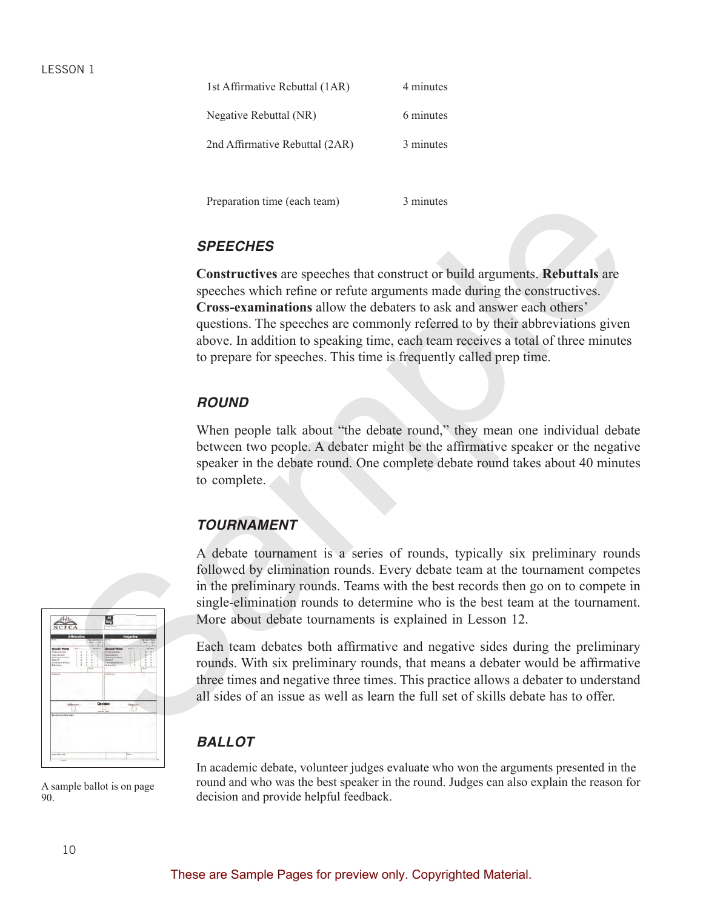| | |
|---|---|
| 1st Affirmative Rebuttal (1AR) | 4 minutes |
| Negative Rebuttal (NR) | 6 minutes |
| 2nd Affirmative Rebuttal (2AR) | 3 minutes |
| | |
| Preparation time (each team) | 3 minutes |

### SPEECHES

**Constructives** are speeches that construct or build arguments. **Rebuttals** are speeches which refine or refute arguments made during the constructives. **Cross-examinations** allow the debaters to ask and answer each others' questions. The speeches are commonly referred to by their abbreviations given above. In addition to speaking time, each team receives a total of three minutes to prepare for speeches. This time is frequently called prep time.

### ROUND

When people talk about "the debate round," they mean one individual debate between two people. A debater might be the affirmative speaker or the negative speaker in the debate round. One complete debate round takes about 40 minutes to complete.

### TOURNAMENT

A debate tournament is a series of rounds, typically six preliminary rounds followed by elimination rounds. Every debate team at the tournament competes in the preliminary rounds. Teams with the best records then go on to compete in single-elimination rounds to determine who is the best team at the tournament. More about debate tournaments is explained in Lesson 12.

Each team debates both affirmative and negative sides during the preliminary rounds. With six preliminary rounds, that means a debater would be affirmative three times and negative three times. This practice allows a debater to understand all sides of an issue as well as learn the full set of skills debate has to offer.

A sample ballot is on page 90.

### BALLOT

In academic debate, volunteer judges evaluate who won the arguments presented in the round and who was the best speaker in the round. Judges can also explain the reason for decision and provide helpful feedback.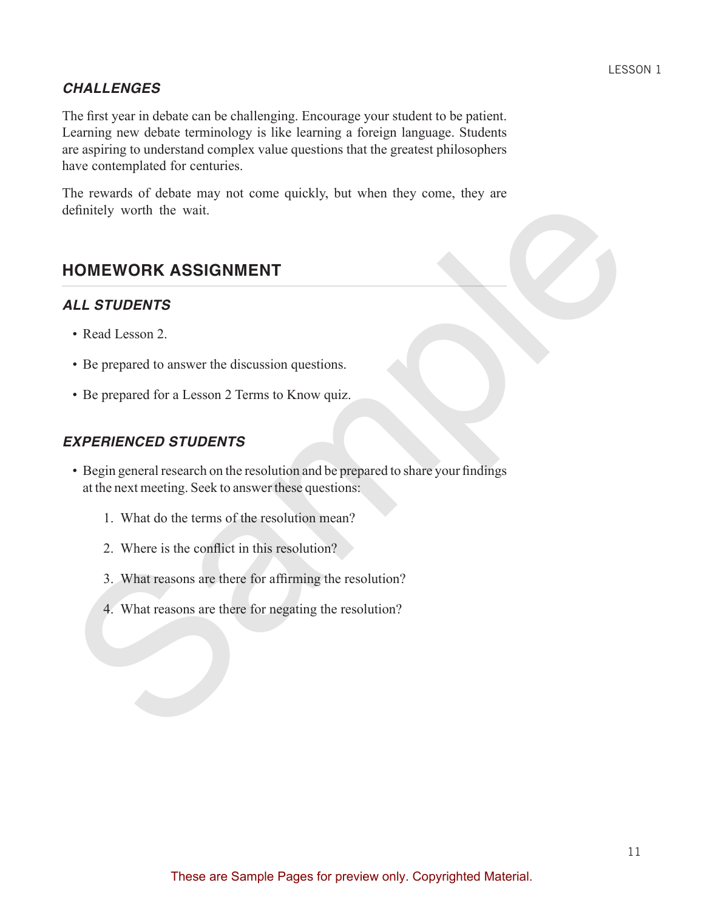### *CHALLENGES*

The first year in debate can be challenging. Encourage your student to be patient. Learning new debate terminology is like learning a foreign language. Students are aspiring to understand complex value questions that the greatest philosophers have contemplated for centuries.

The rewards of debate may not come quickly, but when they come, they are definitely worth the wait.

## HOMEWORK ASSIGNMENT

### *ALL STUDENTS*

- Read Lesson 2.
- Be prepared to answer the discussion questions.
- Be prepared for a Lesson 2 Terms to Know quiz.

### *EXPERIENCED STUDENTS*

- Begin general research on the resolution and be prepared to share your findings at the next meeting. Seek to answer these questions:
    1. What do the terms of the resolution mean?
    2. Where is the conflict in this resolution?
    3. What reasons are there for affirming the resolution?
    4. What reasons are there for negating the resolution?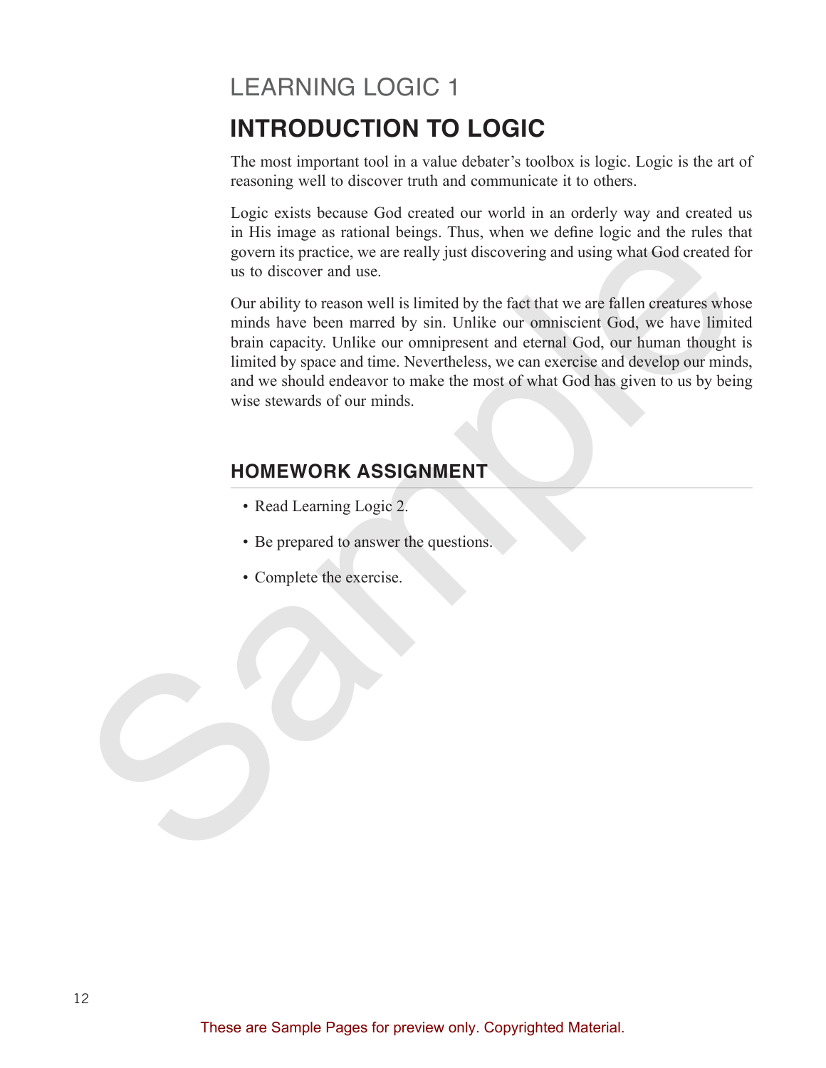LEARNING LOGIC 1

# INTRODUCTION TO LOGIC

The most important tool in a value debater's toolbox is logic. Logic is the art of reasoning well to discover truth and communicate it to others.

Logic exists because God created our world in an orderly way and created us in His image as rational beings. Thus, when we define logic and the rules that govern its practice, we are really just discovering and using what God created for us to discover and use.

Our ability to reason well is limited by the fact that we are fallen creatures whose minds have been marred by sin. Unlike our omniscient God, we have limited brain capacity. Unlike our omnipresent and eternal God, our human thought is limited by space and time. Nevertheless, we can exercise and develop our minds, and we should endeavor to make the most of what God has given to us by being wise stewards of our minds.

## HOMEWORK ASSIGNMENT

- Read Learning Logic 2.
- Be prepared to answer the questions.
- Complete the exercise.